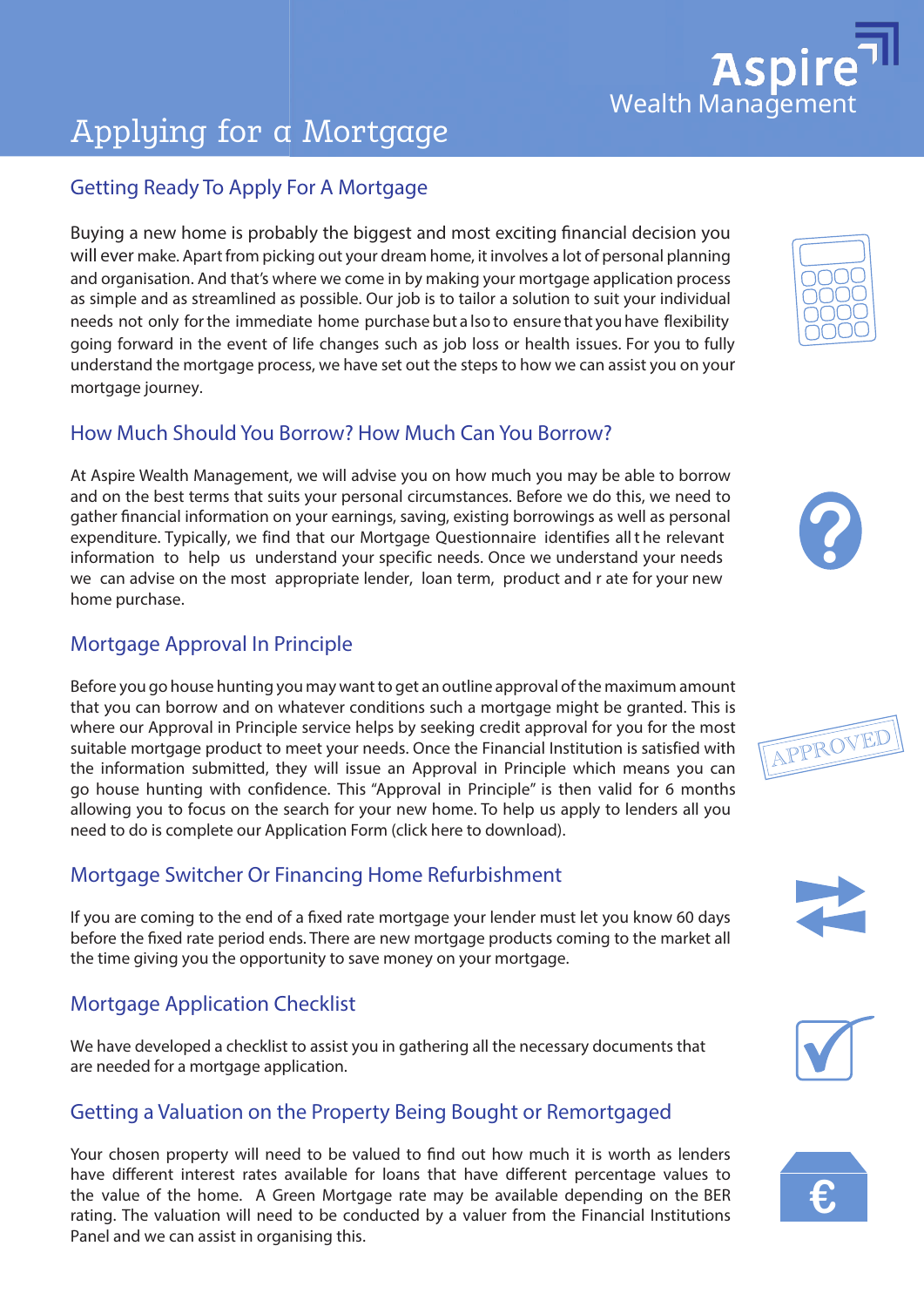# Applying for a Mortgage

Aspire Wealth Management

## Getting Ready To Apply For A Mortgage

Buying a new home is probably the biggest and most exciting financial decision you will ever make. Apart from picking out your dream home, it involves a lot of personal planning and organisation. And that's where we come in by making your mortgage application process as simple and as streamlined as possible. Our job is to tailor a solution to suit your individual needs not only for the immediate home purchase but also to ensure that you have flexibility going forward in the event of life changes such as job loss or health issues. For you to fully understand the mortgage process, we have set out the steps to how we can assist you on your mortgage journey.

## How Much Should You Borrow? How Much Can You Borrow?

At Aspire Wealth Management, we will advise you on how much you may be able to borrow and on the best terms that suits your personal circumstances. Before we do this, we need to gather financial information on your earnings, saving, existing borrowings as well as personal expenditure. Typically, we find that our Mortgage Questionnaire identifies all the relevant information to help us understand your specific needs. Once we understand your needs we can advise on the most appropriate lender, loan term, product and rate for your new home purchase.

## Mortgage Approval In Principle

Before you go house hunting you may want to get an outline approval of the maximum amount that you can borrow and on whatever conditions such a mortgage might be granted. This is where our Approval in Principle service helps by seeking credit approval for you for the most suitable mortgage product to meet your needs. Once the Financial Institution is satisfied with the information submitted, they will issue an Approval in Principle which means you can go house hunting with confidence. This "Approval in Principle" is then valid for 6 months allowing you to focus on the search for your new home. To help us apply to lenders all you need to do is complete our Application Form (click here to download).

## Mortgage Switcher Or Financing Home Refurbishment

If you are coming to the end of a fixed rate mortgage your lender must let you know 60 days before the fixed rate period ends. There are new mortgage products coming to the market all the time giving you the opportunity to save money on your mortgage.

## Mortgage Application Checklist

We have developed a checklist to assist you in gathering all the necessary documents that are needed for a mortgage application.

## Getting a Valuation on the Property Being Bought or Remortgaged

Your chosen property will need to be valued to find out how much it is worth as lenders have different interest rates available for loans that have different percentage values to the value of the home. A Green Mortgage rate may be available depending on the BER rating. The valuation will need to be conducted by a valuer from the Financial Institutions Panel and we can assist in organising this.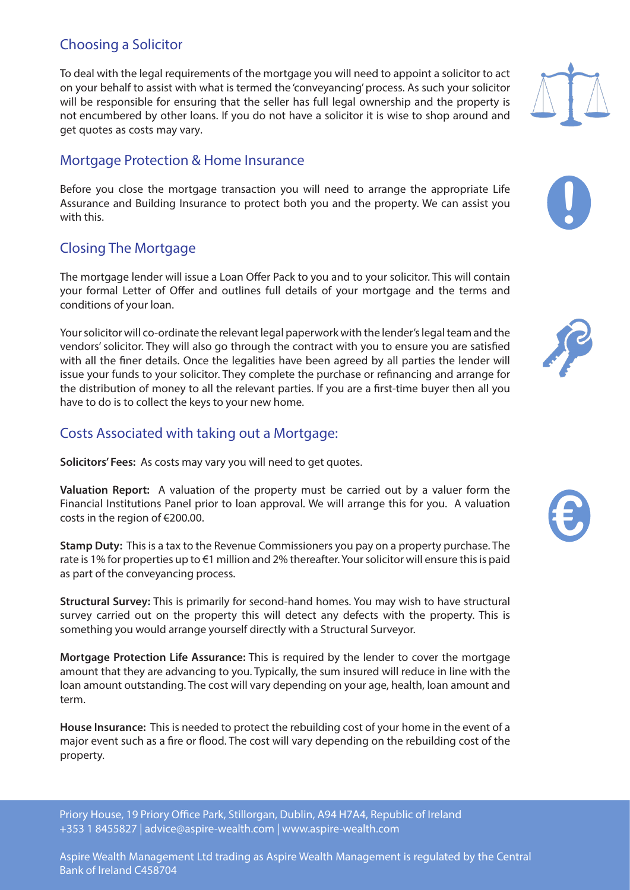## Choosing a Solicitor

To deal with the legal requirements of the mortgage you will need to appoint a solicitor to act on your behalf to assist with what is termed the 'conveyancing' process. As such your solicitor will be responsible for ensuring that the seller has full legal ownership and the property is not encumbered by other loans. If you do not have a solicitor it is wise to shop around and get quotes as costs may vary.

## Mortgage Protection & Home Insurance

Before you close the mortgage transaction you will need to arrange the appropriate Life Assurance and Building Insurance to protect both you and the property. We can assist you with this.

## Closing The Mortgage

The mortgage lender will issue a Loan Offer Pack to you and to your solicitor. This will contain your formal Letter of Offer and outlines full details of your mortgage and the terms and conditions of your loan.

Your solicitor will co-ordinate the relevant legal paperwork with the lender's legal team and the vendors' solicitor. They will also go through the contract with you to ensure you are satisfied with all the finer details. Once the legalities have been agreed by all parties the lender will issue your funds to your solicitor. They complete the purchase or refinancing and arrange for the distribution of money to all the relevant parties. If you are a first-time buyer then all you have to do is to collect the keys to your new home.

## Costs Associated with taking out a Mortgage:

**Solicitors' Fees:** As costs may vary you will need to get quotes.

**Valuation Report:** A valuation of the property must be carried out by a valuer form the Financial Institutions Panel prior to loan approval. We will arrange this for you. A valuation costs in the region of €200.00.

**Stamp Duty:** This is a tax to the Revenue Commissioners you pay on a property purchase. The rate is 1% for properties up to €1 million and 2% thereafter. Your solicitor will ensure this is paid as part of the conveyancing process.

**Structural Survey:** This is primarily for second-hand homes. You may wish to have structural survey carried out on the property this will detect any defects with the property. This is something you would arrange yourself directly with a Structural Surveyor.

**Mortgage Protection Life Assurance:** This is required by the lender to cover the mortgage amount that they are advancing to you. Typically, the sum insured will reduce in line with the loan amount outstanding. The cost will vary depending on your age, health, loan amount and term.

**House Insurance:** This is needed to protect the rebuilding cost of your home in the event of a major event such as a fire or flood. The cost will vary depending on the rebuilding cost of the property.

Priory House, 19 Priory Office Park, Stillorgan, Dublin, A94 H7A4, Republic of Ireland
+353 1 8455827 | advice@aspire-wealth.com | www.aspire-wealth.com

Aspire Wealth Management Ltd trading as Aspire Wealth Management is regulated by the Central Bank of Ireland C458704